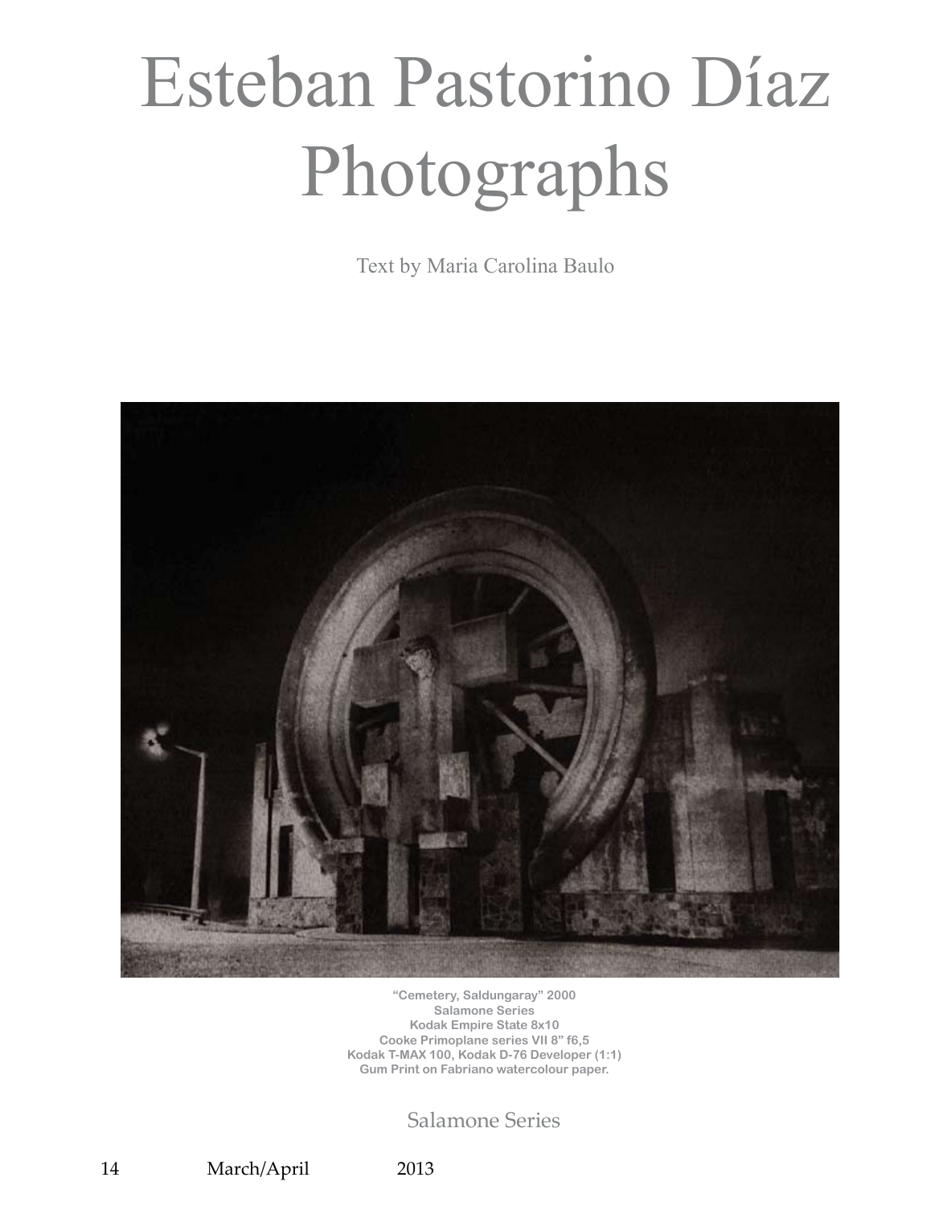# Esteban Pastorino Díaz Photographs

Text by Maria Carolina Baulo

**"Cemetery, Saldungaray" 2000**
**Salamone Series**
**Kodak Empire State 8x10**
**Cooke Primoplane series VII 8" f6,5**
**Kodak T-MAX 100, Kodak D-76 Developer (1:1)**
**Gum Print on Fabriano watercolour paper.**

Salamone Series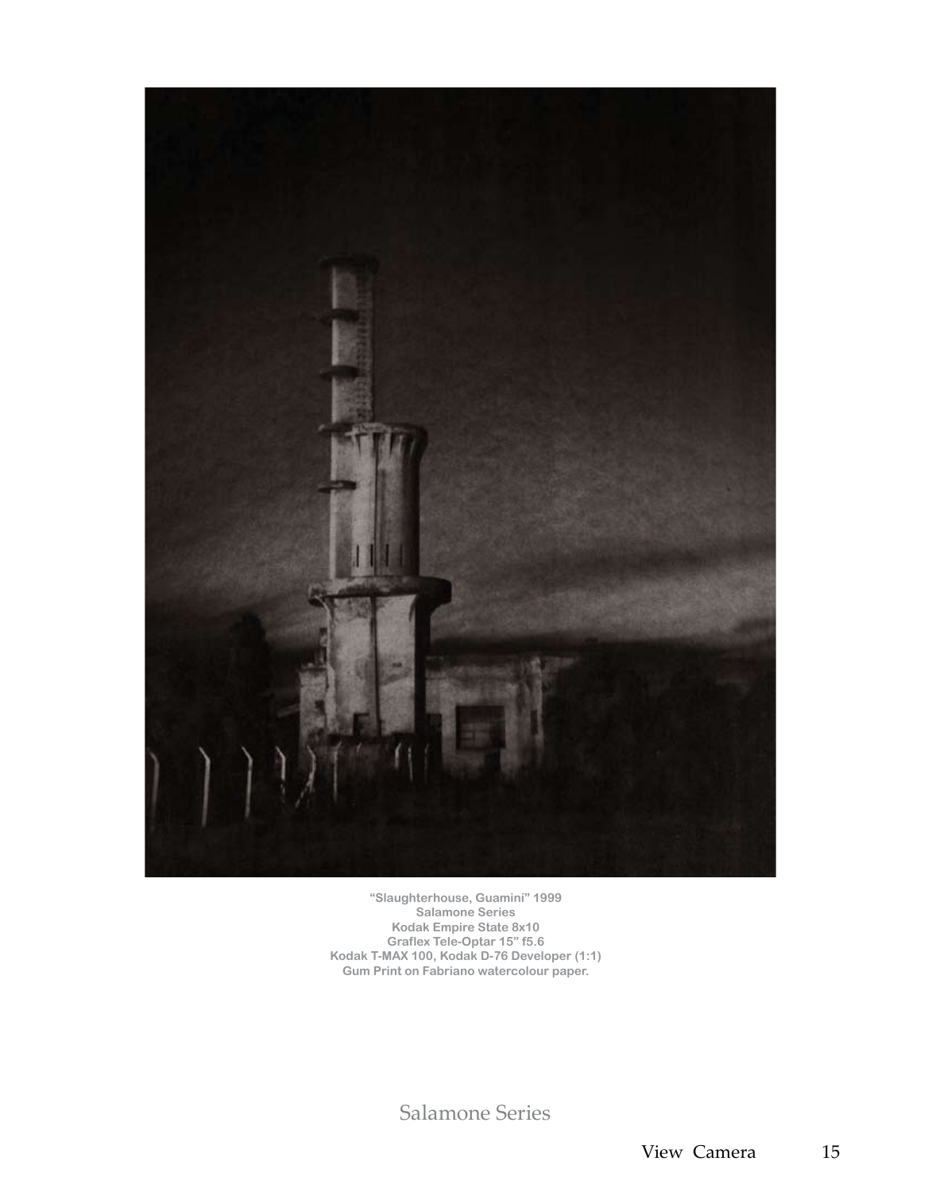"Slaughterhouse, Guamini" 1999
Salamone Series
Kodak Empire State 8x10
Graflex Tele-Optar 15" f5.6
Kodak T-MAX 100, Kodak D-76 Developer (1:1)
Gum Print on Fabriano watercolour paper.

Salamone Series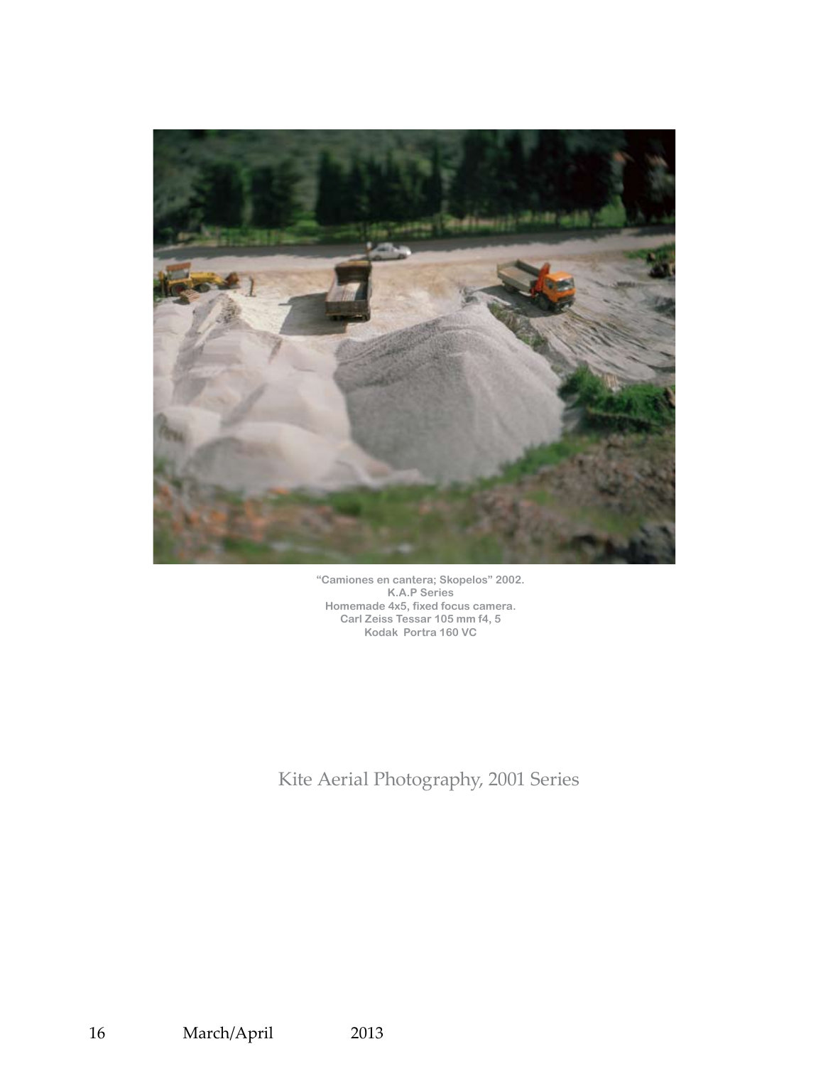"Camiones en cantera; Skopelos" 2002.
K.A.P Series
Homemade 4x5, fixed focus camera.
Carl Zeiss Tessar 105 mm f4, 5
Kodak Portra 160 VC

Kite Aerial Photography, 2001 Series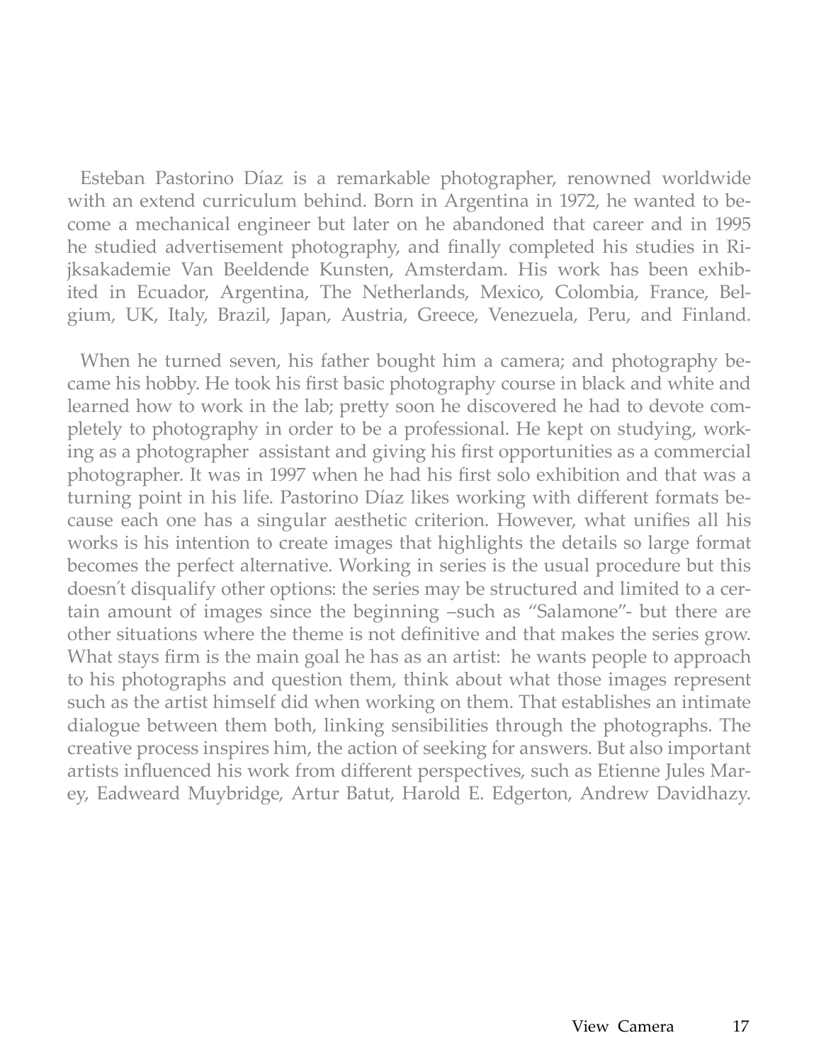Esteban Pastorino Díaz is a remarkable photographer, renowned worldwide with an extend curriculum behind. Born in Argentina in 1972, he wanted to become a mechanical engineer but later on he abandoned that career and in 1995 he studied advertisement photography, and finally completed his studies in Rijksakademie Van Beeldende Kunsten, Amsterdam. His work has been exhibited in Ecuador, Argentina, The Netherlands, Mexico, Colombia, France, Belgium, UK, Italy, Brazil, Japan, Austria, Greece, Venezuela, Peru, and Finland.

When he turned seven, his father bought him a camera; and photography became his hobby. He took his first basic photography course in black and white and learned how to work in the lab; pretty soon he discovered he had to devote completely to photography in order to be a professional. He kept on studying, working as a photographer assistant and giving his first opportunities as a commercial photographer. It was in 1997 when he had his first solo exhibition and that was a turning point in his life. Pastorino Díaz likes working with different formats because each one has a singular aesthetic criterion. However, what unifies all his works is his intention to create images that highlights the details so large format becomes the perfect alternative. Working in series is the usual procedure but this doesn´t disqualify other options: the series may be structured and limited to a certain amount of images since the beginning –such as "Salamone"- but there are other situations where the theme is not definitive and that makes the series grow. What stays firm is the main goal he has as an artist: he wants people to approach to his photographs and question them, think about what those images represent such as the artist himself did when working on them. That establishes an intimate dialogue between them both, linking sensibilities through the photographs. The creative process inspires him, the action of seeking for answers. But also important artists influenced his work from different perspectives, such as Etienne Jules Marey, Eadweard Muybridge, Artur Batut, Harold E. Edgerton, Andrew Davidhazy.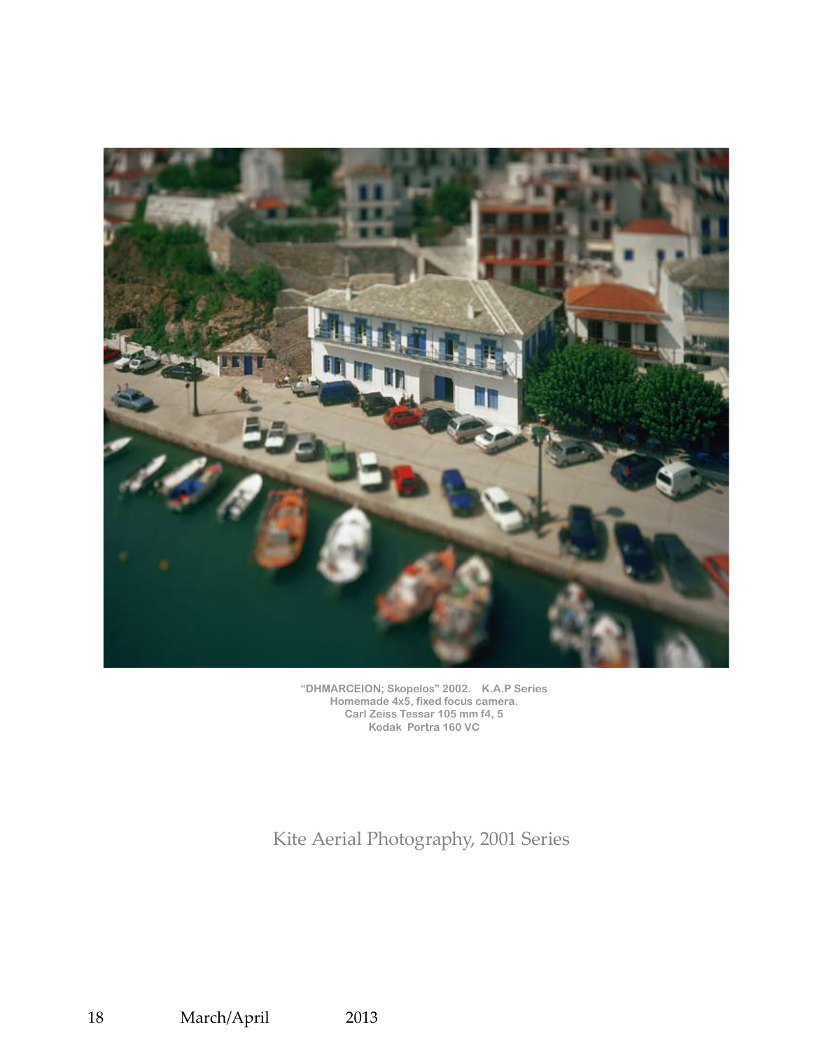"DHMARCEION; Skopelos" 2002. K.A.P Series
Homemade 4x5, fixed focus camera.
Carl Zeiss Tessar 105 mm f4, 5
Kodak Portra 160 VC

Kite Aerial Photography, 2001 Series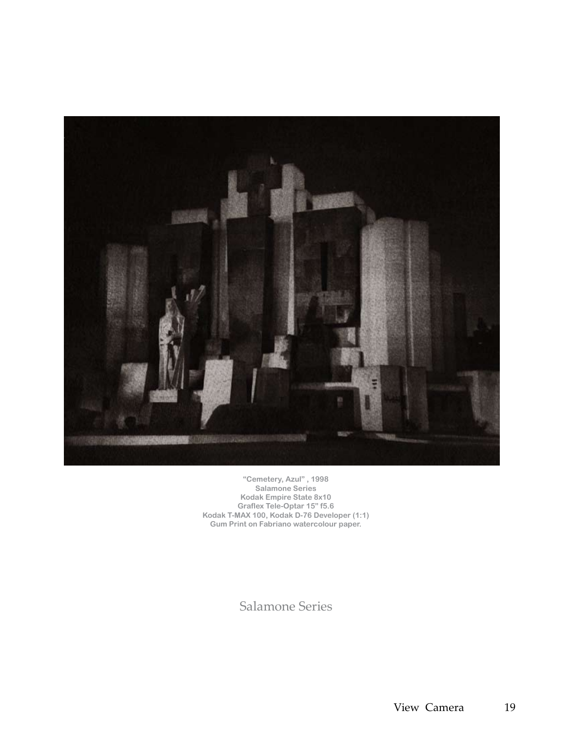"Cemetery, Azul" , 1998
Salamone Series
Kodak Empire State 8x10
Graflex Tele-Optar 15" f5.6
Kodak T-MAX 100, Kodak D-76 Developer (1:1)
Gum Print on Fabriano watercolour paper.

Salamone Series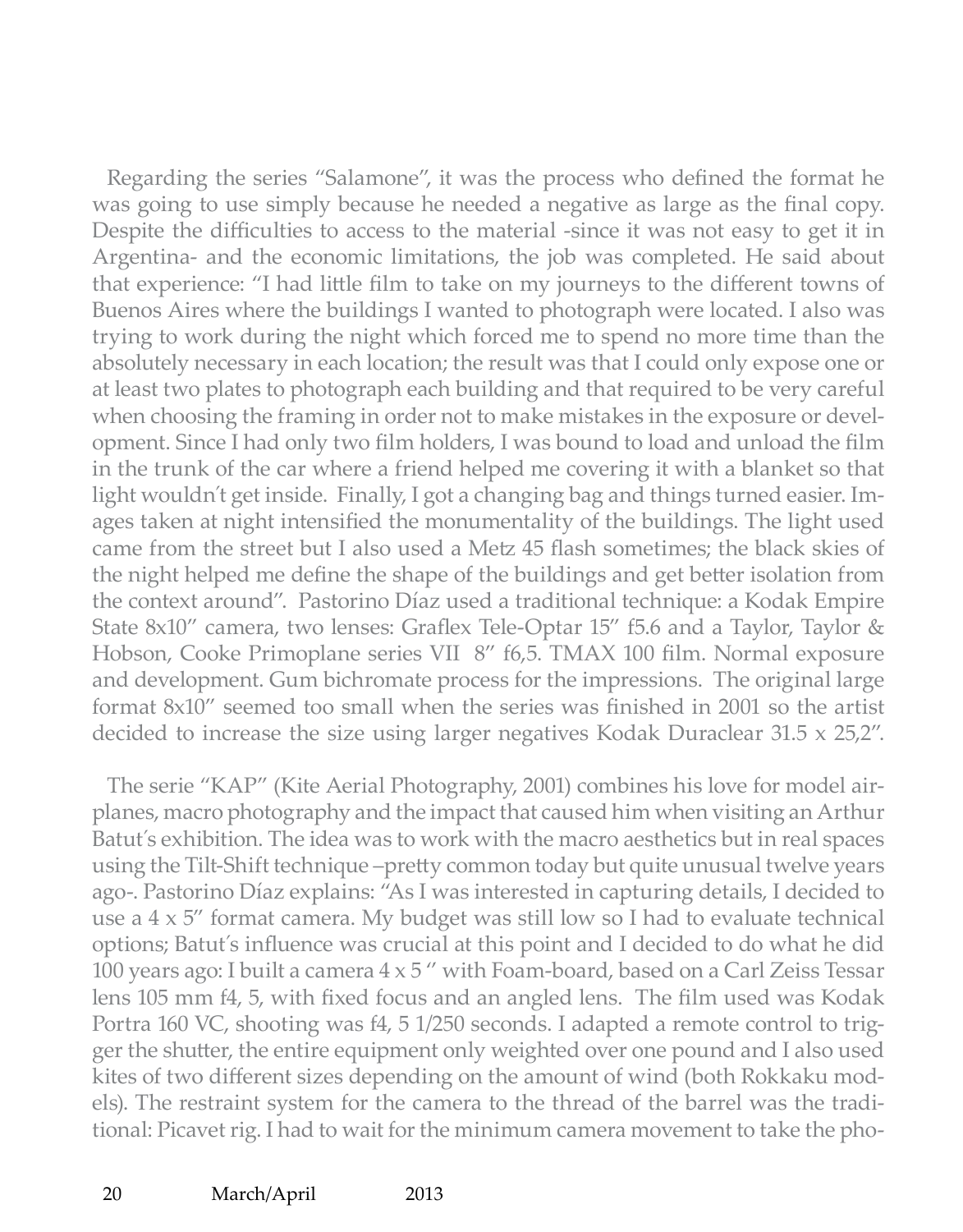Regarding the series "Salamone", it was the process who defined the format he was going to use simply because he needed a negative as large as the final copy. Despite the difficulties to access to the material -since it was not easy to get it in Argentina- and the economic limitations, the job was completed. He said about that experience: "I had little film to take on my journeys to the different towns of Buenos Aires where the buildings I wanted to photograph were located. I also was trying to work during the night which forced me to spend no more time than the absolutely necessary in each location; the result was that I could only expose one or at least two plates to photograph each building and that required to be very careful when choosing the framing in order not to make mistakes in the exposure or development. Since I had only two film holders, I was bound to load and unload the film in the trunk of the car where a friend helped me covering it with a blanket so that light wouldn´t get inside. Finally, I got a changing bag and things turned easier. Images taken at night intensified the monumentality of the buildings. The light used came from the street but I also used a Metz 45 flash sometimes; the black skies of the night helped me define the shape of the buildings and get better isolation from the context around". Pastorino Díaz used a traditional technique: a Kodak Empire State 8x10" camera, two lenses: Graflex Tele-Optar 15" f5.6 and a Taylor, Taylor & Hobson, Cooke Primoplane series VII 8" f6,5. TMAX 100 film. Normal exposure and development. Gum bichromate process for the impressions. The original large format 8x10" seemed too small when the series was finished in 2001 so the artist decided to increase the size using larger negatives Kodak Duraclear 31.5 x 25,2".

The serie "KAP" (Kite Aerial Photography, 2001) combines his love for model airplanes, macro photography and the impact that caused him when visiting an Arthur Batut´s exhibition. The idea was to work with the macro aesthetics but in real spaces using the Tilt-Shift technique –pretty common today but quite unusual twelve years ago-. Pastorino Díaz explains: "As I was interested in capturing details, I decided to use a 4 x 5" format camera. My budget was still low so I had to evaluate technical options; Batut´s influence was crucial at this point and I decided to do what he did 100 years ago: I built a camera 4 x 5 " with Foam-board, based on a Carl Zeiss Tessar lens 105 mm f4, 5, with fixed focus and an angled lens. The film used was Kodak Portra 160 VC, shooting was f4, 5 1/250 seconds. I adapted a remote control to trigger the shutter, the entire equipment only weighted over one pound and I also used kites of two different sizes depending on the amount of wind (both Rokkaku models). The restraint system for the camera to the thread of the barrel was the traditional: Picavet rig. I had to wait for the minimum camera movement to take the pho-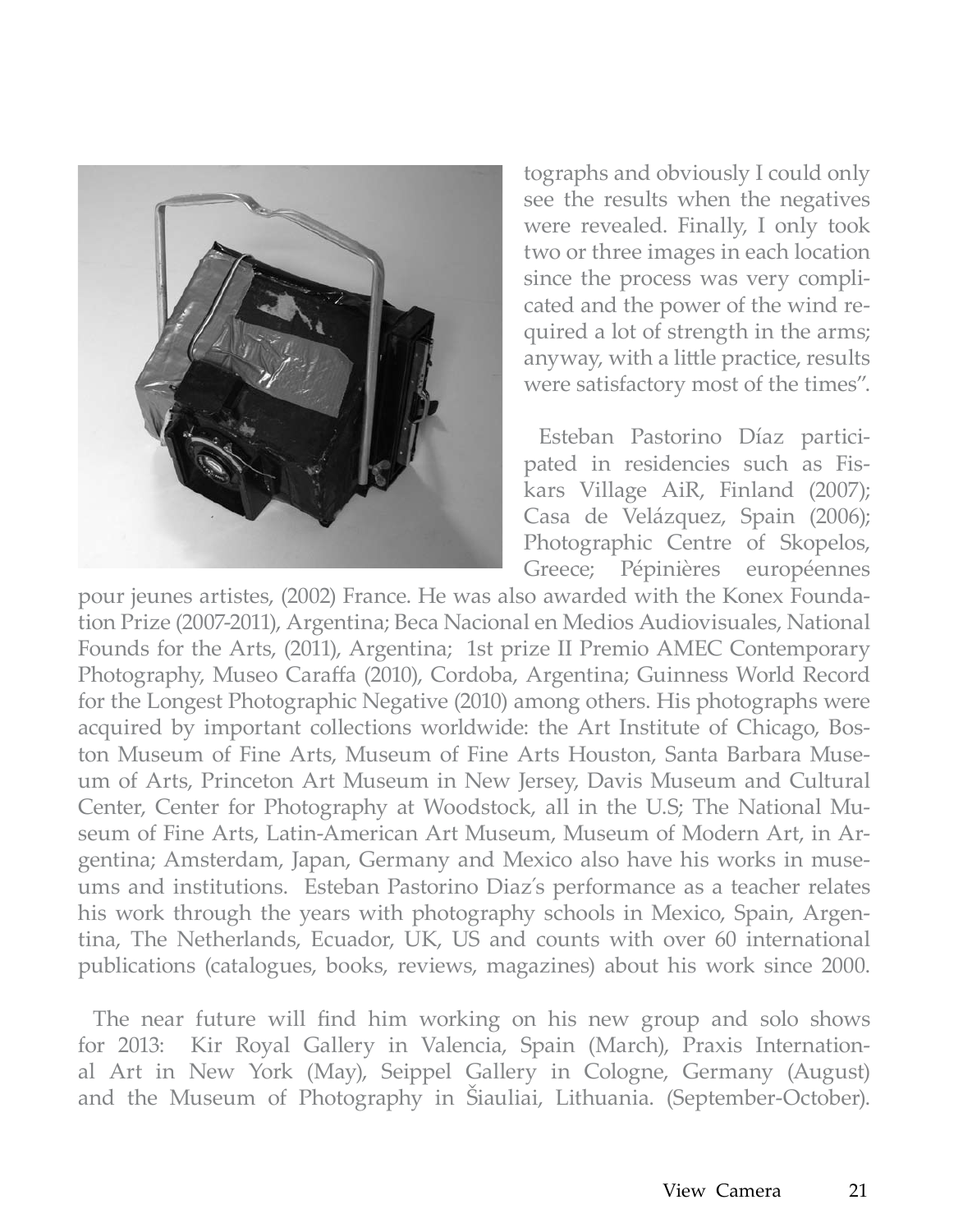tographs and obviously I could only see the results when the negatives were revealed. Finally, I only took two or three images in each location since the process was very complicated and the power of the wind required a lot of strength in the arms; anyway, with a little practice, results were satisfactory most of the times".

Esteban Pastorino Díaz participated in residencies such as Fiskars Village AiR, Finland (2007); Casa de Velázquez, Spain (2006); Photographic Centre of Skopelos, Greece; Pépinières européennes pour jeunes artistes, (2002) France. He was also awarded with the Konex Foundation Prize (2007-2011), Argentina; Beca Nacional en Medios Audiovisuales, National Founds for the Arts, (2011), Argentina; 1st prize II Premio AMEC Contemporary Photography, Museo Caraffa (2010), Cordoba, Argentina; Guinness World Record for the Longest Photographic Negative (2010) among others. His photographs were acquired by important collections worldwide: the Art Institute of Chicago, Boston Museum of Fine Arts, Museum of Fine Arts Houston, Santa Barbara Museum of Arts, Princeton Art Museum in New Jersey, Davis Museum and Cultural Center, Center for Photography at Woodstock, all in the U.S; The National Museum of Fine Arts, Latin-American Art Museum, Museum of Modern Art, in Argentina; Amsterdam, Japan, Germany and Mexico also have his works in museums and institutions. Esteban Pastorino Diaz's performance as a teacher relates his work through the years with photography schools in Mexico, Spain, Argentina, The Netherlands, Ecuador, UK, US and counts with over 60 international publications (catalogues, books, reviews, magazines) about his work since 2000.

The near future will find him working on his new group and solo shows for 2013: Kir Royal Gallery in Valencia, Spain (March), Praxis International Art in New York (May), Seippel Gallery in Cologne, Germany (August) and the Museum of Photography in Šiauliai, Lithuania. (September-October).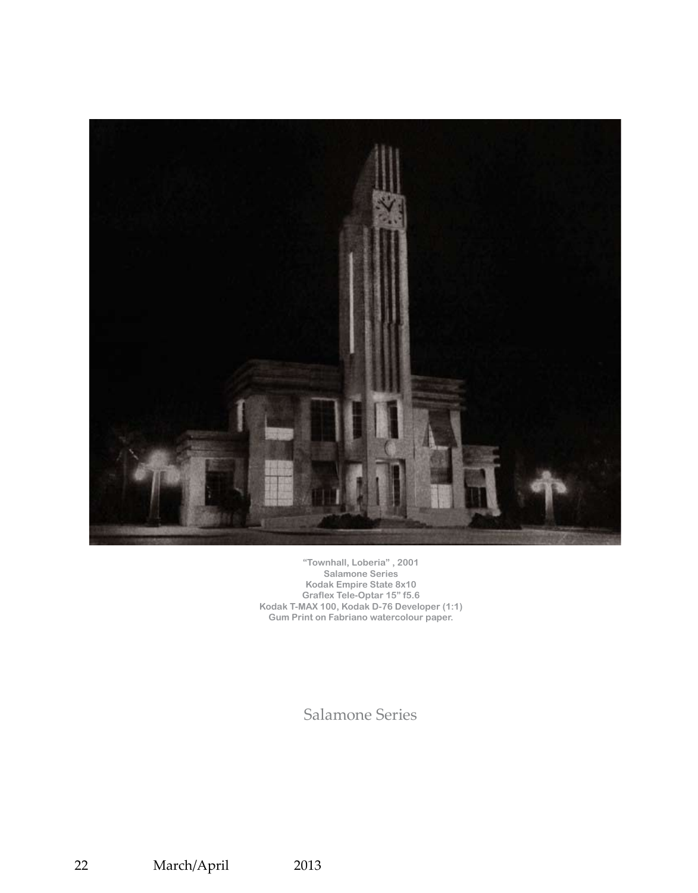"Townhall, Loberia" , 2001
Salamone Series
Kodak Empire State 8x10
Graflex Tele-Optar 15" f5.6
Kodak T-MAX 100, Kodak D-76 Developer (1:1)
Gum Print on Fabriano watercolour paper.

Salamone Series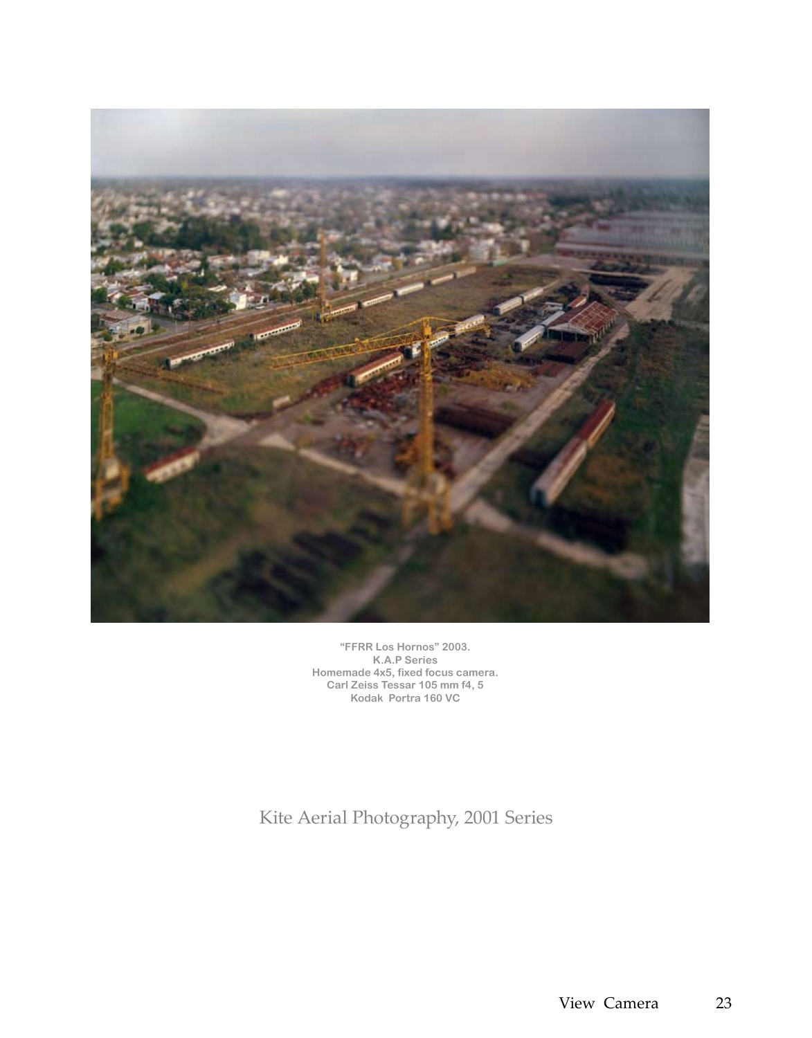"FFRR Los Hornos" 2003.
K.A.P Series
Homemade 4x5, fixed focus camera.
Carl Zeiss Tessar 105 mm f4, 5
Kodak Portra 160 VC

Kite Aerial Photography, 2001 Series